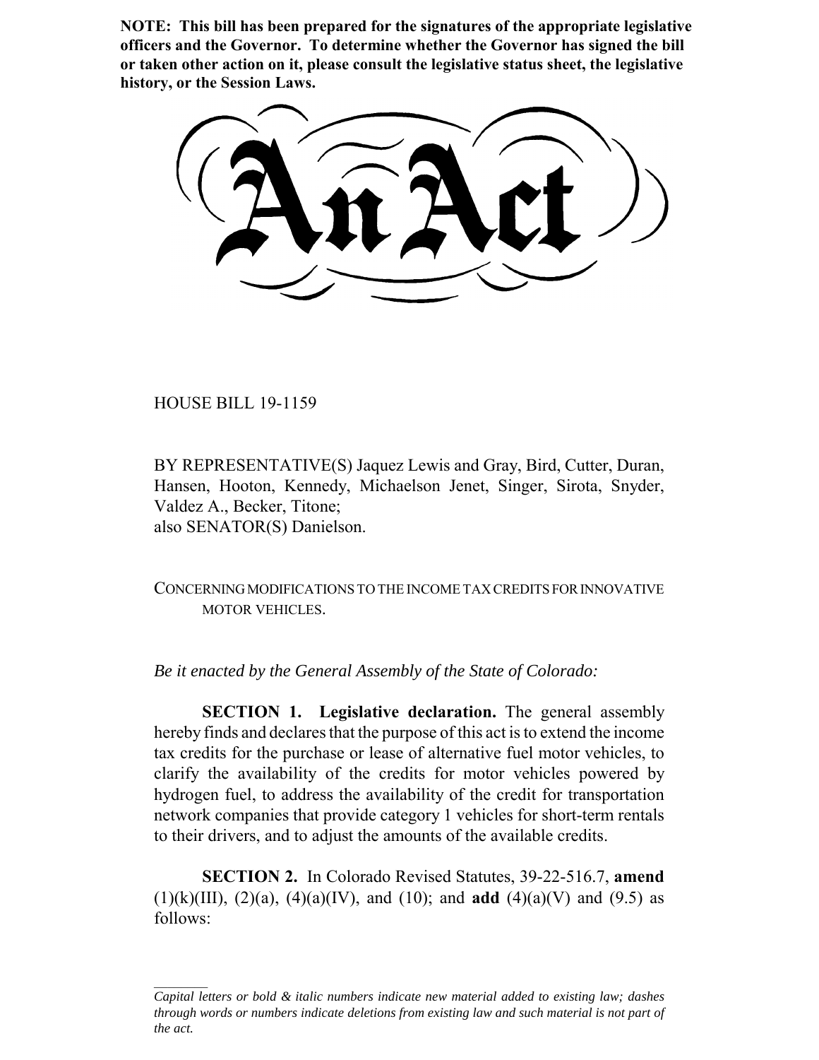**NOTE: This bill has been prepared for the signatures of the appropriate legislative officers and the Governor. To determine whether the Governor has signed the bill or taken other action on it, please consult the legislative status sheet, the legislative history, or the Session Laws.**

# An Act

HOUSE BILL 19-1159

BY REPRESENTATIVE(S) Jaquez Lewis and Gray, Bird, Cutter, Duran, Hansen, Hooton, Kennedy, Michaelson Jenet, Singer, Sirota, Snyder, Valdez A., Becker, Titone;
also SENATOR(S) Danielson.

CONCERNING MODIFICATIONS TO THE INCOME TAX CREDITS FOR INNOVATIVE MOTOR VEHICLES.

*Be it enacted by the General Assembly of the State of Colorado:*

**SECTION 1. Legislative declaration.** The general assembly hereby finds and declares that the purpose of this act is to extend the income tax credits for the purchase or lease of alternative fuel motor vehicles, to clarify the availability of the credits for motor vehicles powered by hydrogen fuel, to address the availability of the credit for transportation network companies that provide category 1 vehicles for short-term rentals to their drivers, and to adjust the amounts of the available credits.

**SECTION 2.** In Colorado Revised Statutes, 39-22-516.7, **amend** (1)(k)(III), (2)(a), (4)(a)(IV), and (10); and **add** (4)(a)(V) and (9.5) as follows:

*Capital letters or bold & italic numbers indicate new material added to existing law; dashes through words or numbers indicate deletions from existing law and such material is not part of the act.*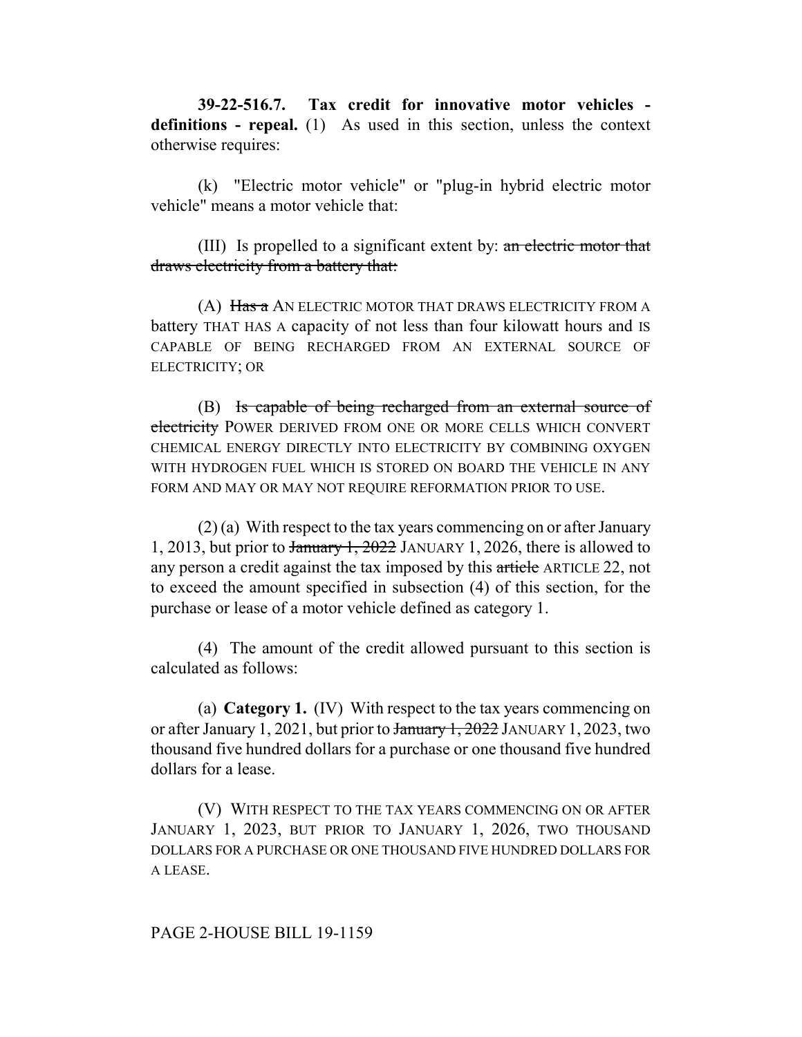**39-22-516.7. Tax credit for innovative motor vehicles - definitions - repeal.** (1) As used in this section, unless the context otherwise requires:

(k) "Electric motor vehicle" or "plug-in hybrid electric motor vehicle" means a motor vehicle that:

(III) Is propelled to a significant extent by: ~~an electric motor that draws electricity from a battery that:~~

(A) ~~Has a~~ AN ELECTRIC MOTOR THAT DRAWS ELECTRICITY FROM A battery THAT HAS A capacity of not less than four kilowatt hours and IS CAPABLE OF BEING RECHARGED FROM AN EXTERNAL SOURCE OF ELECTRICITY; OR

(B) ~~Is capable of being recharged from an external source of electricity~~ POWER DERIVED FROM ONE OR MORE CELLS WHICH CONVERT CHEMICAL ENERGY DIRECTLY INTO ELECTRICITY BY COMBINING OXYGEN WITH HYDROGEN FUEL WHICH IS STORED ON BOARD THE VEHICLE IN ANY FORM AND MAY OR MAY NOT REQUIRE REFORMATION PRIOR TO USE.

(2) (a) With respect to the tax years commencing on or after January 1, 2013, but prior to ~~January 1, 2022~~ JANUARY 1, 2026, there is allowed to any person a credit against the tax imposed by this ~~article~~ ARTICLE 22, not to exceed the amount specified in subsection (4) of this section, for the purchase or lease of a motor vehicle defined as category 1.

(4) The amount of the credit allowed pursuant to this section is calculated as follows:

(a) **Category 1.** (IV) With respect to the tax years commencing on or after January 1, 2021, but prior to ~~January 1, 2022~~ JANUARY 1, 2023, two thousand five hundred dollars for a purchase or one thousand five hundred dollars for a lease.

(V) WITH RESPECT TO THE TAX YEARS COMMENCING ON OR AFTER JANUARY 1, 2023, BUT PRIOR TO JANUARY 1, 2026, TWO THOUSAND DOLLARS FOR A PURCHASE OR ONE THOUSAND FIVE HUNDRED DOLLARS FOR A LEASE.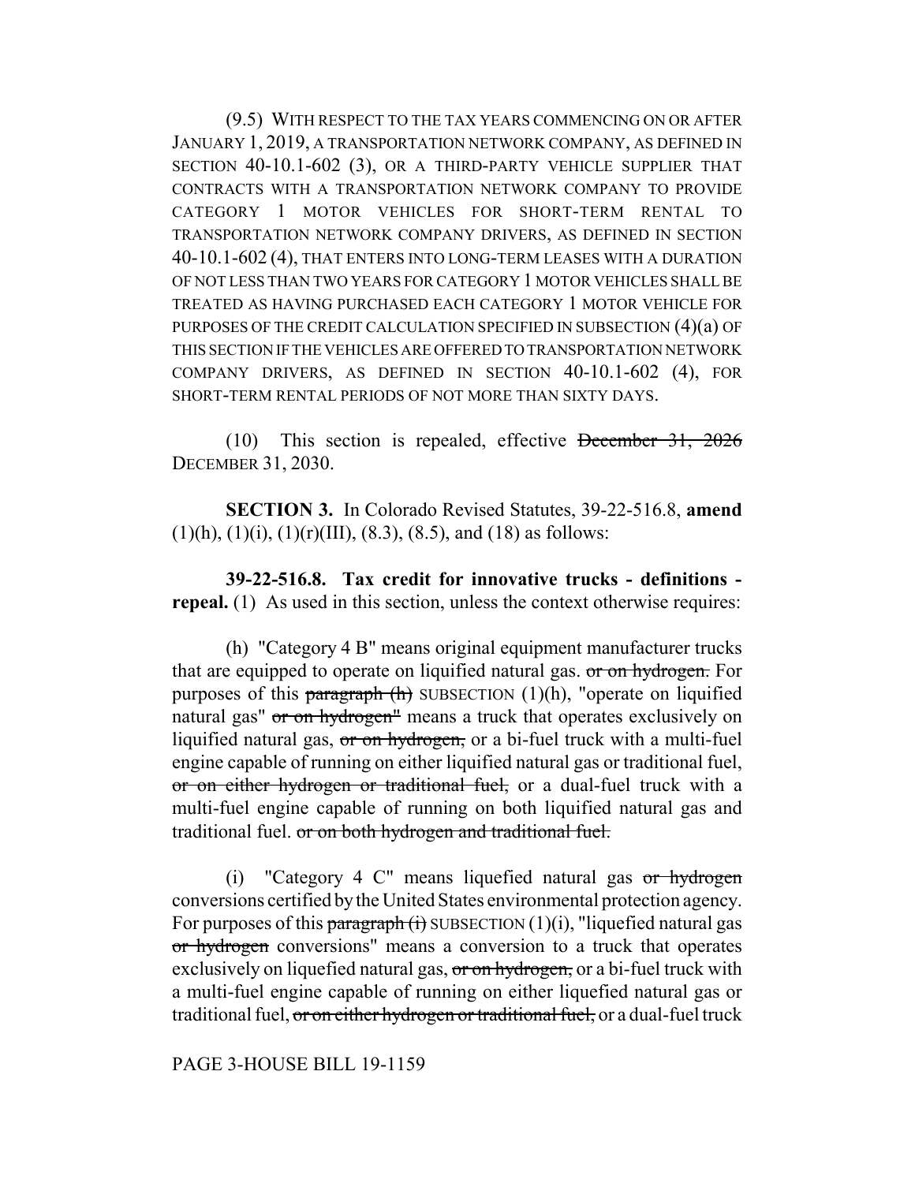(9.5) WITH RESPECT TO THE TAX YEARS COMMENCING ON OR AFTER JANUARY 1, 2019, A TRANSPORTATION NETWORK COMPANY, AS DEFINED IN SECTION 40-10.1-602 (3), OR A THIRD-PARTY VEHICLE SUPPLIER THAT CONTRACTS WITH A TRANSPORTATION NETWORK COMPANY TO PROVIDE CATEGORY 1 MOTOR VEHICLES FOR SHORT-TERM RENTAL TO TRANSPORTATION NETWORK COMPANY DRIVERS, AS DEFINED IN SECTION 40-10.1-602 (4), THAT ENTERS INTO LONG-TERM LEASES WITH A DURATION OF NOT LESS THAN TWO YEARS FOR CATEGORY 1 MOTOR VEHICLES SHALL BE TREATED AS HAVING PURCHASED EACH CATEGORY 1 MOTOR VEHICLE FOR PURPOSES OF THE CREDIT CALCULATION SPECIFIED IN SUBSECTION (4)(a) OF THIS SECTION IF THE VEHICLES ARE OFFERED TO TRANSPORTATION NETWORK COMPANY DRIVERS, AS DEFINED IN SECTION 40-10.1-602 (4), FOR SHORT-TERM RENTAL PERIODS OF NOT MORE THAN SIXTY DAYS.

(10) This section is repealed, effective ~~December 31, 2026~~ DECEMBER 31, 2030.

**SECTION 3.** In Colorado Revised Statutes, 39-22-516.8, **amend** (1)(h), (1)(i), (1)(r)(III), (8.3), (8.5), and (18) as follows:

**39-22-516.8. Tax credit for innovative trucks - definitions - repeal.** (1) As used in this section, unless the context otherwise requires:

(h) "Category 4 B" means original equipment manufacturer trucks that are equipped to operate on liquified natural gas. ~~or on hydrogen.~~ For purposes of this ~~paragraph (h)~~ SUBSECTION (1)(h), "operate on liquified natural gas" ~~or on hydrogen"~~ means a truck that operates exclusively on liquified natural gas, ~~or on hydrogen,~~ or a bi-fuel truck with a multi-fuel engine capable of running on either liquified natural gas or traditional fuel, ~~or on either hydrogen or traditional fuel,~~ or a dual-fuel truck with a multi-fuel engine capable of running on both liquified natural gas and traditional fuel. ~~or on both hydrogen and traditional fuel.~~

(i) "Category 4 C" means liquefied natural gas ~~or hydrogen~~ conversions certified by the United States environmental protection agency. For purposes of this ~~paragraph (i)~~ SUBSECTION (1)(i), "liquefied natural gas ~~or hydrogen~~ conversions" means a conversion to a truck that operates exclusively on liquefied natural gas, ~~or on hydrogen,~~ or a bi-fuel truck with a multi-fuel engine capable of running on either liquefied natural gas or traditional fuel, ~~or on either hydrogen or traditional fuel,~~ or a dual-fuel truck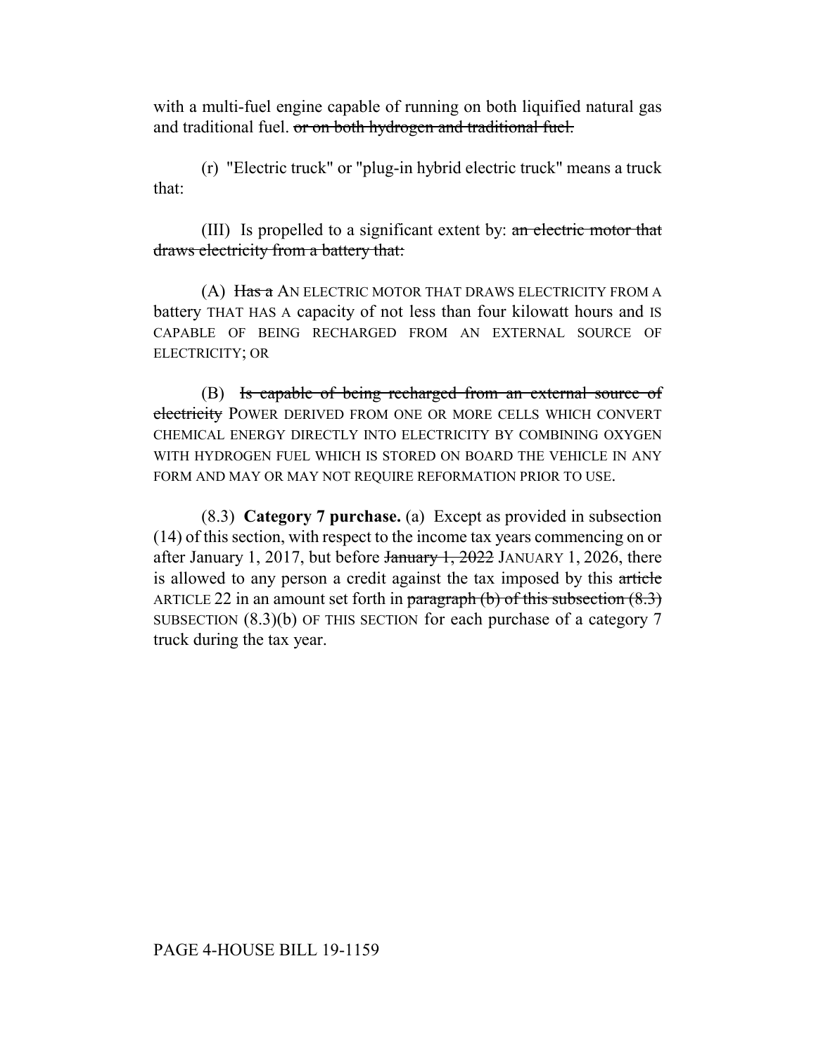with a multi-fuel engine capable of running on both liquified natural gas and traditional fuel. ~~or on both hydrogen and traditional fuel.~~

(r) "Electric truck" or "plug-in hybrid electric truck" means a truck that:

(III) Is propelled to a significant extent by: ~~an electric motor that draws electricity from a battery that:~~

(A) ~~Has a~~ AN ELECTRIC MOTOR THAT DRAWS ELECTRICITY FROM A battery THAT HAS A capacity of not less than four kilowatt hours and IS CAPABLE OF BEING RECHARGED FROM AN EXTERNAL SOURCE OF ELECTRICITY; OR

(B) ~~Is capable of being recharged from an external source of electricity~~ POWER DERIVED FROM ONE OR MORE CELLS WHICH CONVERT CHEMICAL ENERGY DIRECTLY INTO ELECTRICITY BY COMBINING OXYGEN WITH HYDROGEN FUEL WHICH IS STORED ON BOARD THE VEHICLE IN ANY FORM AND MAY OR MAY NOT REQUIRE REFORMATION PRIOR TO USE.

(8.3) **Category 7 purchase.** (a) Except as provided in subsection (14) of this section, with respect to the income tax years commencing on or after January 1, 2017, but before ~~January 1, 2022~~ JANUARY 1, 2026, there is allowed to any person a credit against the tax imposed by this ~~article~~ ARTICLE 22 in an amount set forth in ~~paragraph (b) of this subsection (8.3)~~ SUBSECTION (8.3)(b) OF THIS SECTION for each purchase of a category 7 truck during the tax year.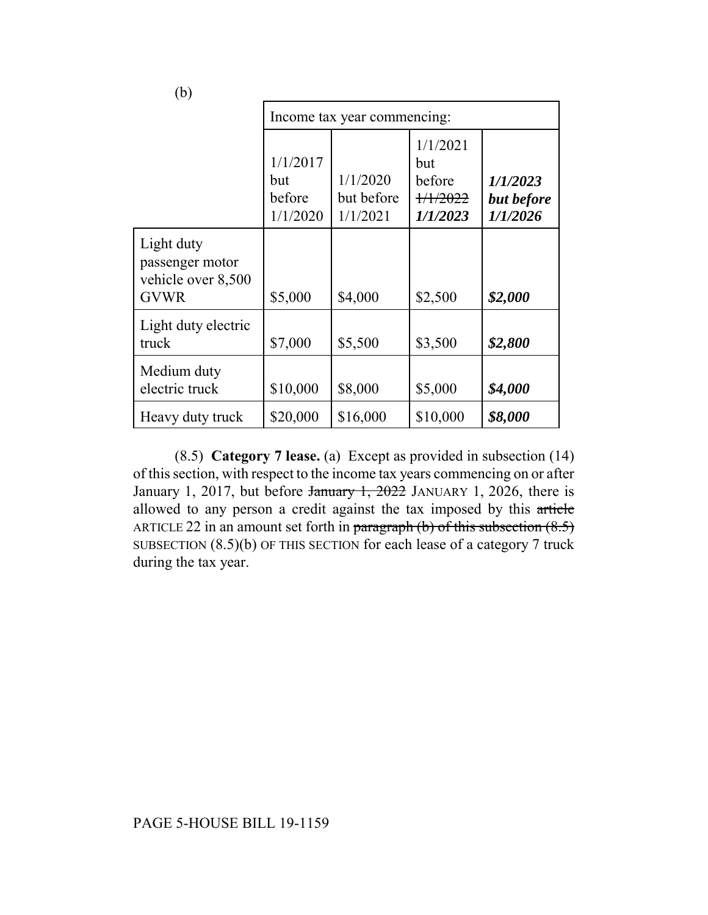(b)

| | Income tax year commencing: | | | |
|---|---|---|---|---|
| | 1/1/2017 but before 1/1/2020 | 1/1/2020 but before 1/1/2021 | 1/1/2021 but before ~~1/1/2022~~ ***1/1/2023*** | ***1/1/2023 but before 1/1/2026*** |
| Light duty passenger motor vehicle over 8,500 GVWR | $5,000 | $4,000 | $2,500 | ***$2,000*** |
| Light duty electric truck | $7,000 | $5,500 | $3,500 | ***$2,800*** |
| Medium duty electric truck | $10,000 | $8,000 | $5,000 | ***$4,000*** |
| Heavy duty truck | $20,000 | $16,000 | $10,000 | ***$8,000*** |

(8.5) **Category 7 lease.** (a) Except as provided in subsection (14) of this section, with respect to the income tax years commencing on or after January 1, 2017, but before ~~January 1, 2022~~ JANUARY 1, 2026, there is allowed to any person a credit against the tax imposed by this ~~article~~ ARTICLE 22 in an amount set forth in ~~paragraph (b) of this subsection (8.5)~~ SUBSECTION (8.5)(b) OF THIS SECTION for each lease of a category 7 truck during the tax year.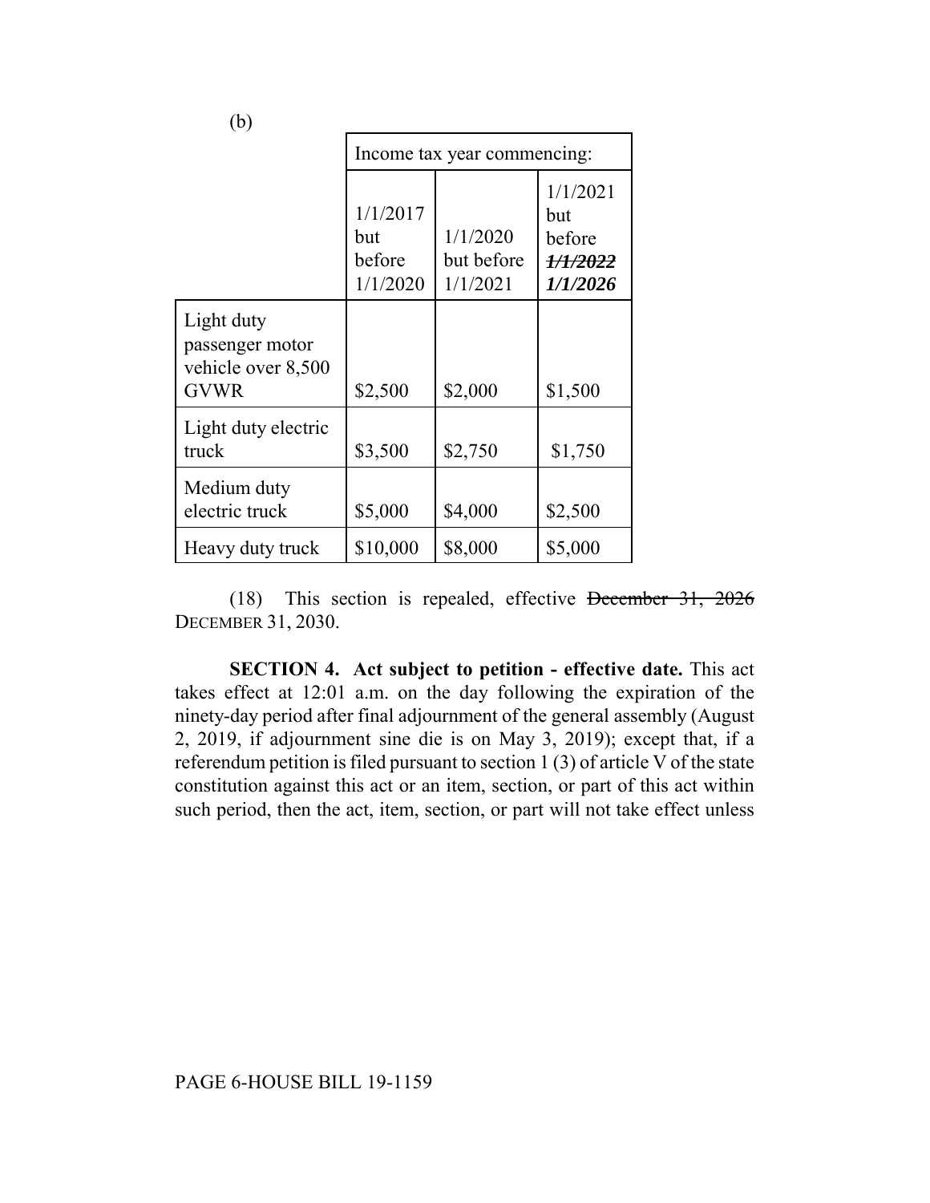(b)

| | Income tax year commencing: | | |
|---|---|---|---|
| | 1/1/2017 but before 1/1/2020 | 1/1/2020 but before 1/1/2021 | 1/1/2021 but before ~~*1/1/2022*~~ ***1/1/2026*** |
| Light duty passenger motor vehicle over 8,500 GVWR | $2,500 | $2,000 | $1,500 |
| Light duty electric truck | $3,500 | $2,750 | $1,750 |
| Medium duty electric truck | $5,000 | $4,000 | $2,500 |
| Heavy duty truck | $10,000 | $8,000 | $5,000 |

(18) This section is repealed, effective ~~December 31, 2026~~ DECEMBER 31, 2030.

**SECTION 4. Act subject to petition - effective date.** This act takes effect at 12:01 a.m. on the day following the expiration of the ninety-day period after final adjournment of the general assembly (August 2, 2019, if adjournment sine die is on May 3, 2019); except that, if a referendum petition is filed pursuant to section 1 (3) of article V of the state constitution against this act or an item, section, or part of this act within such period, then the act, item, section, or part will not take effect unless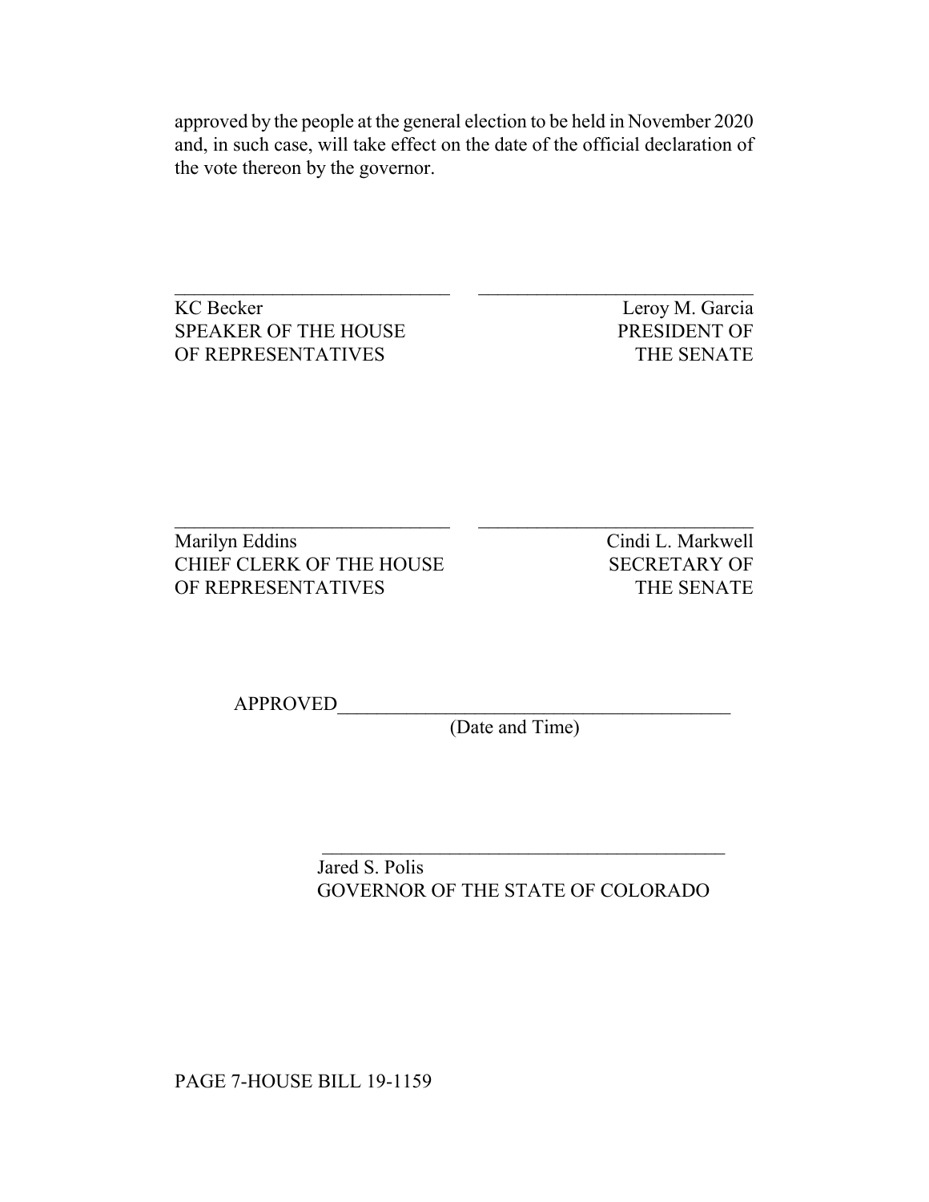approved by the people at the general election to be held in November 2020 and, in such case, will take effect on the date of the official declaration of the vote thereon by the governor.

____________________________ ____________________________
KC Becker
SPEAKER OF THE HOUSE
OF REPRESENTATIVES

Leroy M. Garcia
PRESIDENT OF
THE SENATE

____________________________ ____________________________
Marilyn Eddins
CHIEF CLERK OF THE HOUSE
OF REPRESENTATIVES

Cindi L. Markwell
SECRETARY OF
THE SENATE

APPROVED________________________________________
(Date and Time)

_________________________________________
Jared S. Polis
GOVERNOR OF THE STATE OF COLORADO

PAGE 7-HOUSE BILL 19-1159